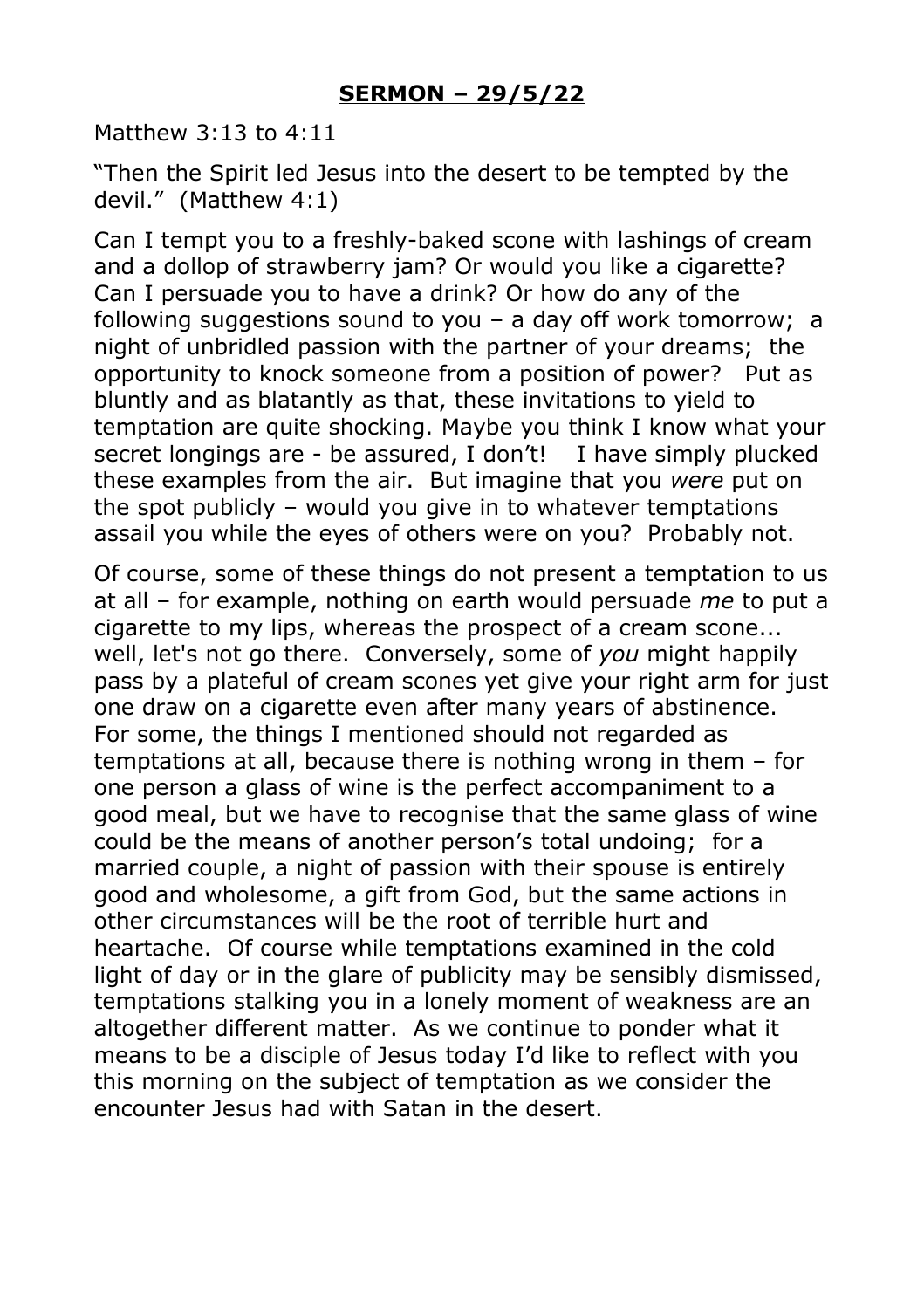# **SERMON – 29/5/22**

Matthew 3:13 to 4:11

"Then the Spirit led Jesus into the desert to be tempted by the devil." (Matthew 4:1)

Can I tempt you to a freshly-baked scone with lashings of cream and a dollop of strawberry jam? Or would you like a cigarette? Can I persuade you to have a drink? Or how do any of the following suggestions sound to you – a day off work tomorrow; a night of unbridled passion with the partner of your dreams; the opportunity to knock someone from a position of power? Put as bluntly and as blatantly as that, these invitations to yield to temptation are quite shocking. Maybe you think I know what your secret longings are - be assured, I don't! I have simply plucked these examples from the air. But imagine that you *were* put on the spot publicly – would you give in to whatever temptations assail you while the eyes of others were on you? Probably not.

Of course, some of these things do not present a temptation to us at all – for example, nothing on earth would persuade *me* to put a cigarette to my lips, whereas the prospect of a cream scone... well, let's not go there. Conversely, some of *you* might happily pass by a plateful of cream scones yet give your right arm for just one draw on a cigarette even after many years of abstinence. For some, the things I mentioned should not regarded as temptations at all, because there is nothing wrong in them – for one person a glass of wine is the perfect accompaniment to a good meal, but we have to recognise that the same glass of wine could be the means of another person's total undoing; for a married couple, a night of passion with their spouse is entirely good and wholesome, a gift from God, but the same actions in other circumstances will be the root of terrible hurt and heartache. Of course while temptations examined in the cold light of day or in the glare of publicity may be sensibly dismissed, temptations stalking you in a lonely moment of weakness are an altogether different matter. As we continue to ponder what it means to be a disciple of Jesus today I'd like to reflect with you this morning on the subject of temptation as we consider the encounter Jesus had with Satan in the desert.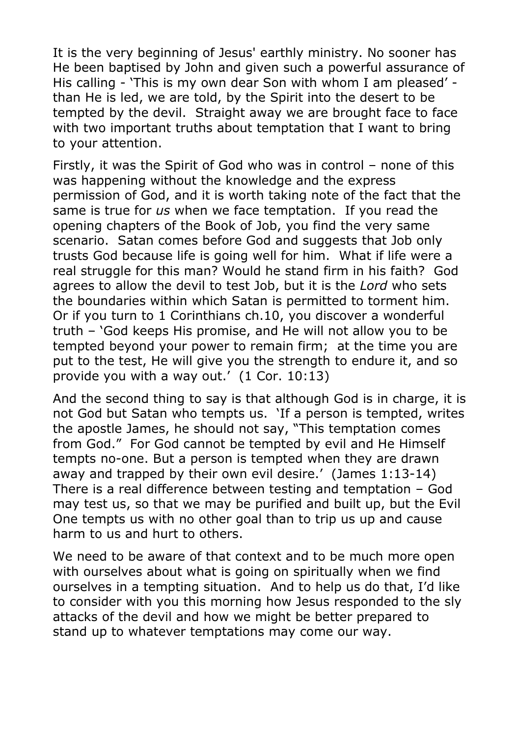It is the very beginning of Jesus' earthly ministry. No sooner has He been baptised by John and given such a powerful assurance of His calling - 'This is my own dear Son with whom I am pleased' - than He is led, we are told, by the Spirit into the desert to be tempted by the devil. Straight away we are brought face to face with two important truths about temptation that I want to bring to your attention.

Firstly, it was the Spirit of God who was in control – none of this was happening without the knowledge and the express permission of God, and it is worth taking note of the fact that the same is true for *us* when we face temptation. If you read the opening chapters of the Book of Job, you find the very same scenario. Satan comes before God and suggests that Job only trusts God because life is going well for him. What if life were a real struggle for this man? Would he stand firm in his faith? God agrees to allow the devil to test Job, but it is the *Lord* who sets the boundaries within which Satan is permitted to torment him. Or if you turn to 1 Corinthians ch.10, you discover a wonderful truth – 'God keeps His promise, and He will not allow you to be tempted beyond your power to remain firm; at the time you are put to the test, He will give you the strength to endure it, and so provide you with a way out.' (1 Cor. 10:13)

And the second thing to say is that although God is in charge, it is not God but Satan who tempts us. 'If a person is tempted, writes the apostle James, he should not say, "This temptation comes from God." For God cannot be tempted by evil and He Himself tempts no-one. But a person is tempted when they are drawn away and trapped by their own evil desire.' (James 1:13-14) There is a real difference between testing and temptation – God may test us, so that we may be purified and built up, but the Evil One tempts us with no other goal than to trip us up and cause harm to us and hurt to others.

We need to be aware of that context and to be much more open with ourselves about what is going on spiritually when we find ourselves in a tempting situation. And to help us do that, I'd like to consider with you this morning how Jesus responded to the sly attacks of the devil and how we might be better prepared to stand up to whatever temptations may come our way.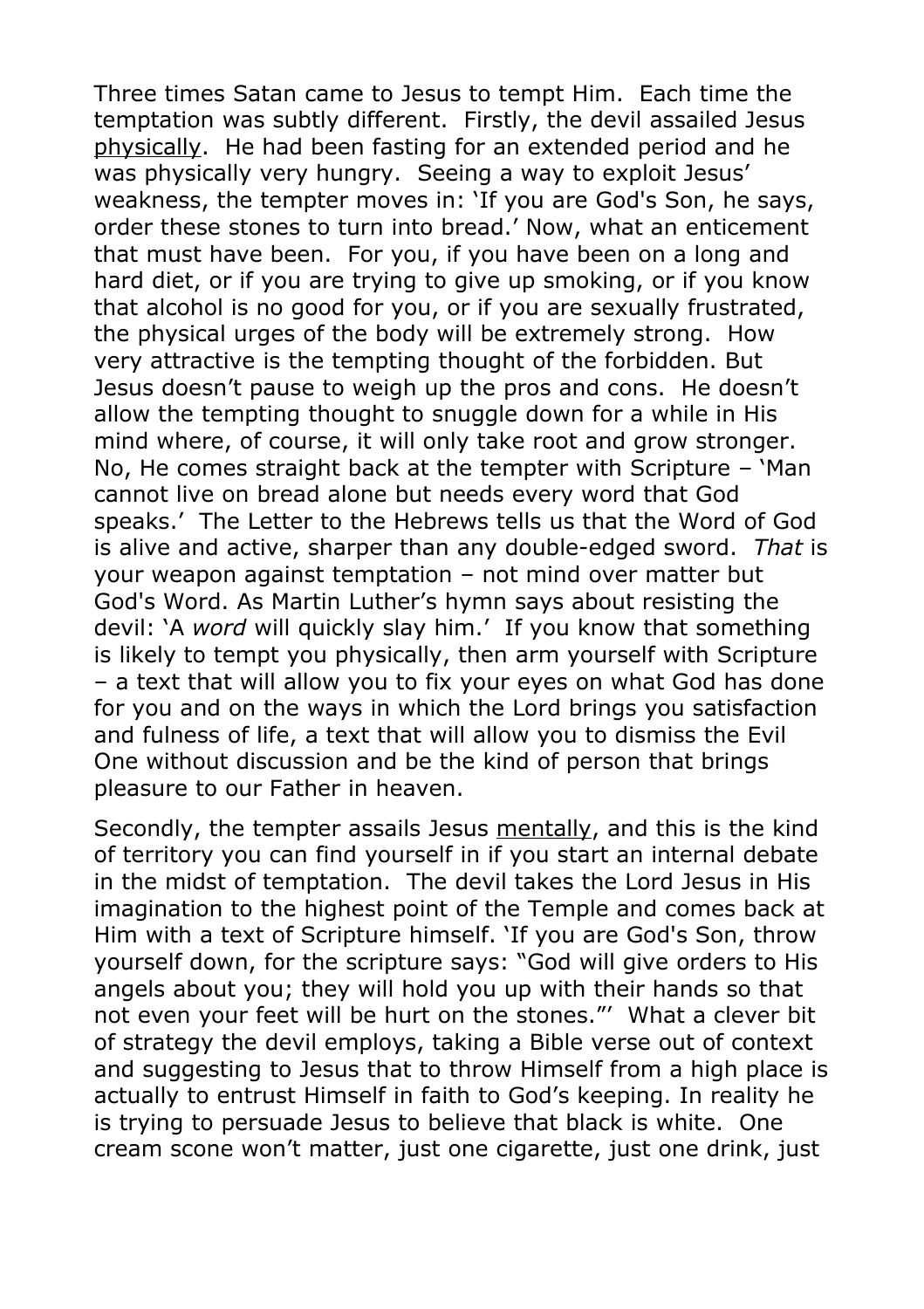Three times Satan came to Jesus to tempt Him. Each time the temptation was subtly different. Firstly, the devil assailed Jesus <u>physically</u>. He had been fasting for an extended period and he was physically very hungry. Seeing a way to exploit Jesus' weakness, the tempter moves in: 'If you are God's Son, he says, order these stones to turn into bread.' Now, what an enticement that must have been. For you, if you have been on a long and hard diet, or if you are trying to give up smoking, or if you know that alcohol is no good for you, or if you are sexually frustrated, the physical urges of the body will be extremely strong. How very attractive is the tempting thought of the forbidden. But Jesus doesn't pause to weigh up the pros and cons. He doesn't allow the tempting thought to snuggle down for a while in His mind where, of course, it will only take root and grow stronger. No, He comes straight back at the tempter with Scripture – 'Man cannot live on bread alone but needs every word that God speaks.' The Letter to the Hebrews tells us that the Word of God is alive and active, sharper than any double-edged sword. *That* is your weapon against temptation – not mind over matter but God's Word. As Martin Luther's hymn says about resisting the devil: 'A *word* will quickly slay him.' If you know that something is likely to tempt you physically, then arm yourself with Scripture – a text that will allow you to fix your eyes on what God has done for you and on the ways in which the Lord brings you satisfaction and fulness of life, a text that will allow you to dismiss the Evil One without discussion and be the kind of person that brings pleasure to our Father in heaven.

Secondly, the tempter assails Jesus <u>mentally</u>, and this is the kind of territory you can find yourself in if you start an internal debate in the midst of temptation. The devil takes the Lord Jesus in His imagination to the highest point of the Temple and comes back at Him with a text of Scripture himself. 'If you are God's Son, throw yourself down, for the scripture says: "God will give orders to His angels about you; they will hold you up with their hands so that not even your feet will be hurt on the stones."' What a clever bit of strategy the devil employs, taking a Bible verse out of context and suggesting to Jesus that to throw Himself from a high place is actually to entrust Himself in faith to God's keeping. In reality he is trying to persuade Jesus to believe that black is white. One cream scone won't matter, just one cigarette, just one drink, just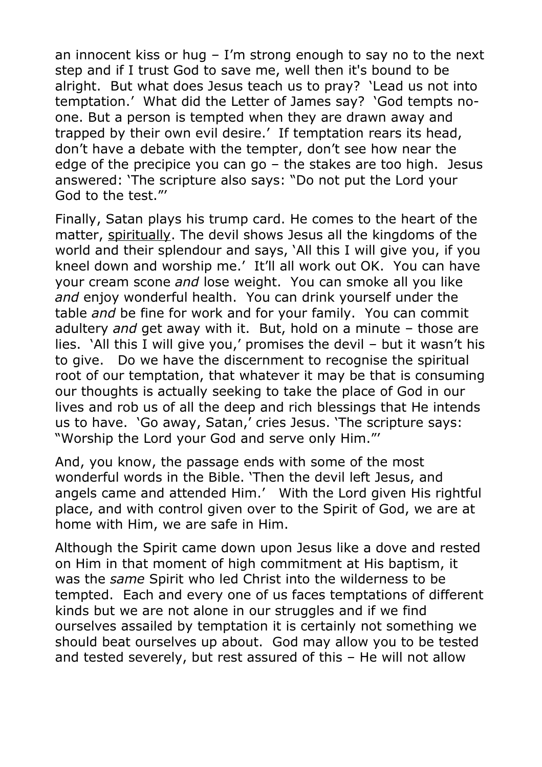an innocent kiss or hug – I'm strong enough to say no to the next step and if I trust God to save me, well then it's bound to be alright. But what does Jesus teach us to pray? 'Lead us not into temptation.' What did the Letter of James say? 'God tempts no-one. But a person is tempted when they are drawn away and trapped by their own evil desire.' If temptation rears its head, don't have a debate with the tempter, don't see how near the edge of the precipice you can go – the stakes are too high. Jesus answered: 'The scripture also says: "Do not put the Lord your God to the test."'

Finally, Satan plays his trump card. He comes to the heart of the matter, <u>spiritually</u>. The devil shows Jesus all the kingdoms of the world and their splendour and says, 'All this I will give you, if you kneel down and worship me.' It'll all work out OK. You can have your cream scone *and* lose weight. You can smoke all you like *and* enjoy wonderful health. You can drink yourself under the table *and* be fine for work and for your family. You can commit adultery *and* get away with it. But, hold on a minute – those are lies. 'All this I will give you,' promises the devil – but it wasn't his to give. Do we have the discernment to recognise the spiritual root of our temptation, that whatever it may be that is consuming our thoughts is actually seeking to take the place of God in our lives and rob us of all the deep and rich blessings that He intends us to have. 'Go away, Satan,' cries Jesus. 'The scripture says: "Worship the Lord your God and serve only Him."'

And, you know, the passage ends with some of the most wonderful words in the Bible. 'Then the devil left Jesus, and angels came and attended Him.' With the Lord given His rightful place, and with control given over to the Spirit of God, we are at home with Him, we are safe in Him.

Although the Spirit came down upon Jesus like a dove and rested on Him in that moment of high commitment at His baptism, it was the *same* Spirit who led Christ into the wilderness to be tempted. Each and every one of us faces temptations of different kinds but we are not alone in our struggles and if we find ourselves assailed by temptation it is certainly not something we should beat ourselves up about. God may allow you to be tested and tested severely, but rest assured of this – He will not allow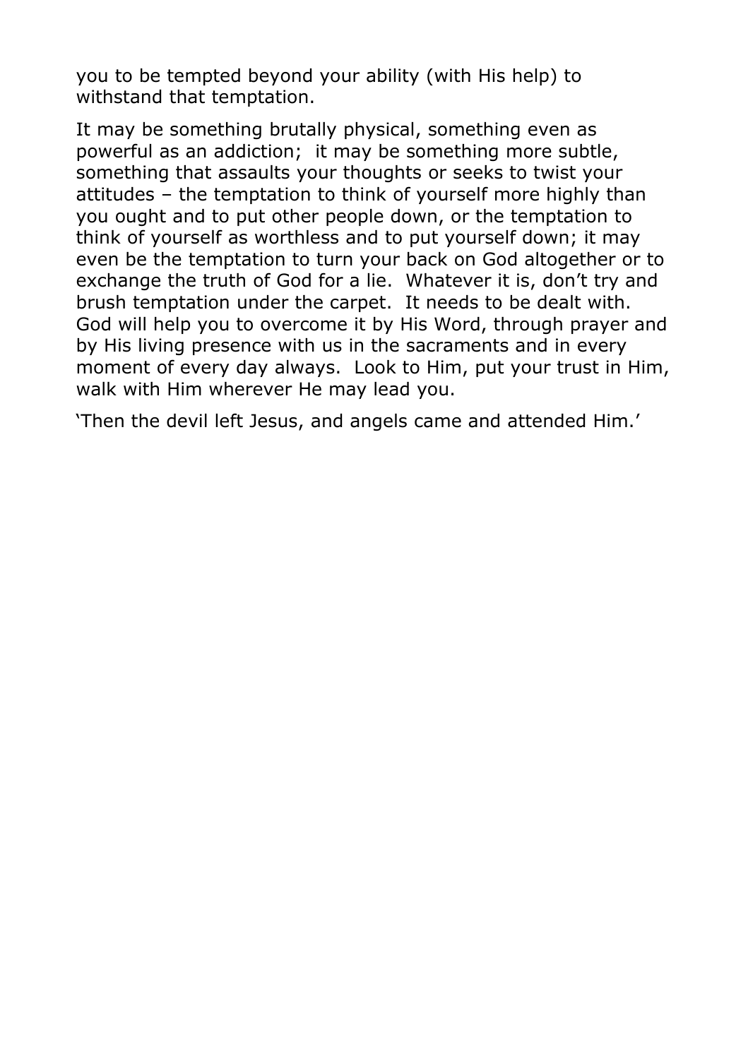you to be tempted beyond your ability (with His help) to withstand that temptation.

It may be something brutally physical, something even as powerful as an addiction;  it may be something more subtle, something that assaults your thoughts or seeks to twist your attitudes – the temptation to think of yourself more highly than you ought and to put other people down, or the temptation to think of yourself as worthless and to put yourself down; it may even be the temptation to turn your back on God altogether or to exchange the truth of God for a lie.  Whatever it is, don't try and brush temptation under the carpet.  It needs to be dealt with. God will help you to overcome it by His Word, through prayer and by His living presence with us in the sacraments and in every moment of every day always.  Look to Him, put your trust in Him, walk with Him wherever He may lead you.

'Then the devil left Jesus, and angels came and attended Him.'